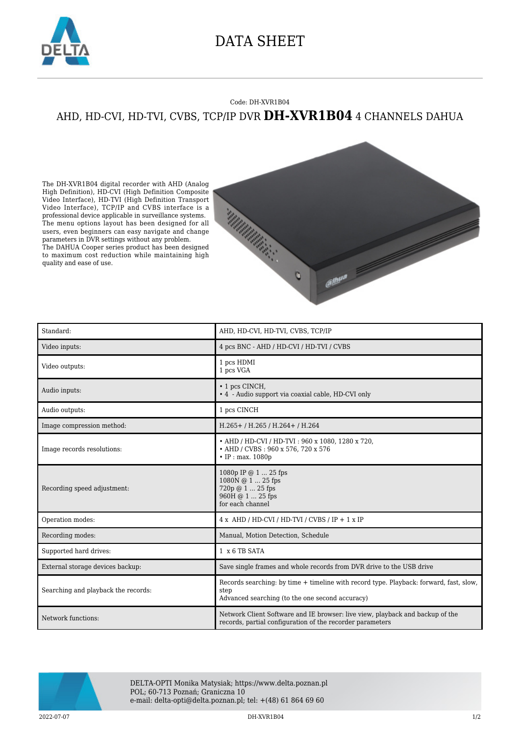# DATA SHEET

Code: DH-XVR1B04

## AHD, HD-CVI, HD-TVI, CVBS, TCP/IP DVR **DH-XVR1B04** 4 CHANNELS DAHUA

The DH-XVR1B04 digital recorder with AHD (Analog High Definition), HD-CVI (High Definition Composite Video Interface), HD-TVI (High Definition Transport Video Interface), TCP/IP and CVBS interface is a professional device applicable in surveillance systems. The menu options layout has been designed for all users, even beginners can easy navigate and change parameters in DVR settings without any problem.
The DAHUA Cooper series product has been designed to maximum cost reduction while maintaining high quality and ease of use.

| Standard: | AHD, HD-CVI, HD-TVI, CVBS, TCP/IP |
|---|---|
| Video inputs: | 4 pcs BNC - AHD / HD-CVI / HD-TVI / CVBS |
| Video outputs: | 1 pcs HDMI<br>1 pcs VGA |
| Audio inputs: | • 1 pcs CINCH,<br>• 4 - Audio support via coaxial cable, HD-CVI only |
| Audio outputs: | 1 pcs CINCH |
| Image compression method: | H.265+ / H.265 / H.264+ / H.264 |
| Image records resolutions: | • AHD / HD-CVI / HD-TVI : 960 x 1080, 1280 x 720,<br>• AHD / CVBS : 960 x 576, 720 x 576<br>• IP : max. 1080p |
| Recording speed adjustment: | 1080p IP @ 1 ... 25 fps<br>1080N @ 1 ... 25 fps<br>720p @ 1 ... 25 fps<br>960H @ 1 ... 25 fps<br>for each channel |
| Operation modes: | 4 x AHD / HD-CVI / HD-TVI / CVBS / IP + 1 x IP |
| Recording modes: | Manual, Motion Detection, Schedule |
| Supported hard drives: | 1 x 6 TB SATA |
| External storage devices backup: | Save single frames and whole records from DVR drive to the USB drive |
| Searching and playback the records: | Records searching: by time + timeline with record type. Playback: forward, fast, slow, step<br>Advanced searching (to the one second accuracy) |
| Network functions: | Network Client Software and IE browser: live view, playback and backup of the records, partial configuration of the recorder parameters |

DELTA-OPTI Monika Matysiak; https://www.delta.poznan.pl
POL; 60-713 Poznań; Graniczna 10
e-mail: delta-opti@delta.poznan.pl; tel: +(48) 61 864 69 60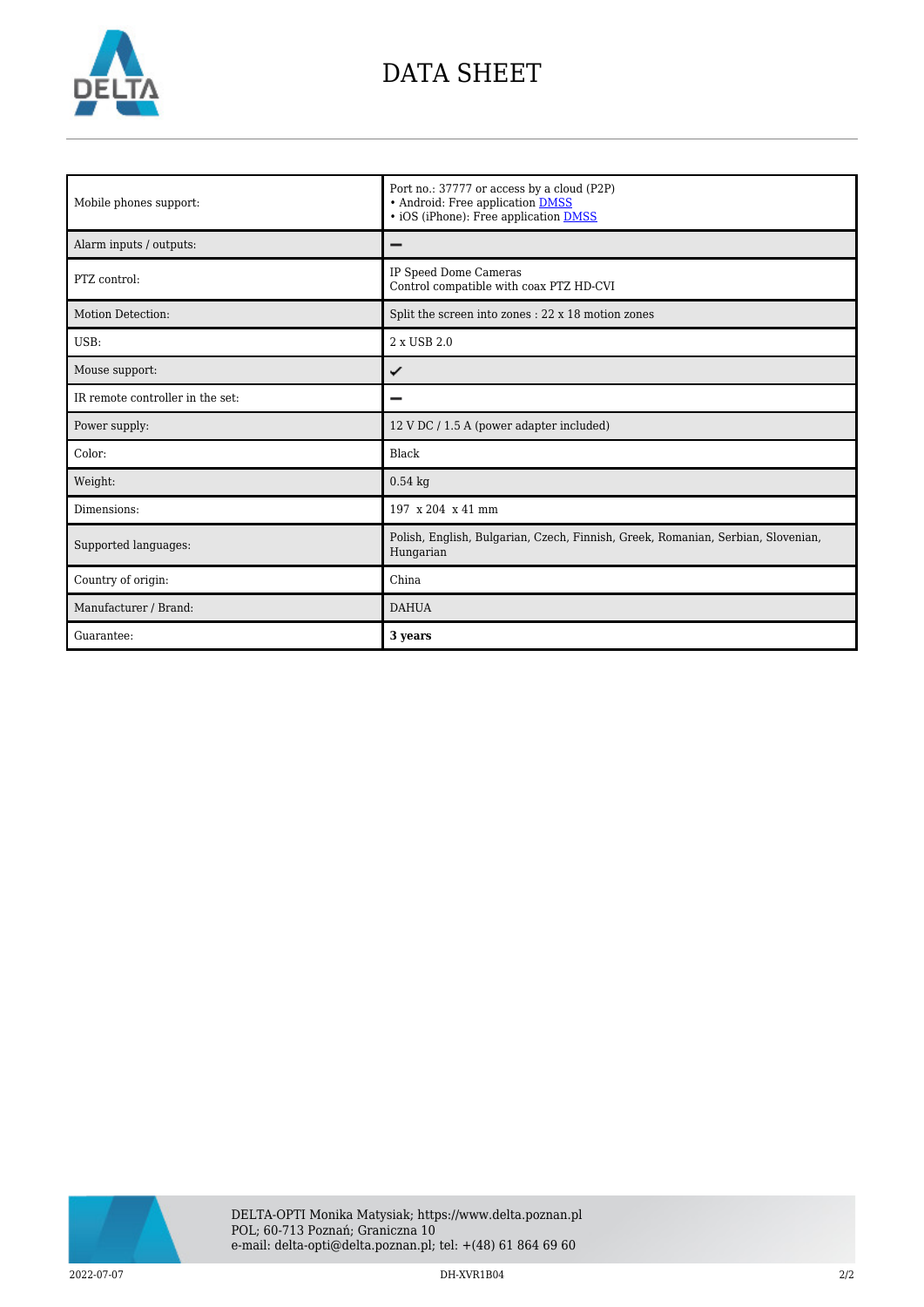# DATA SHEET

| | |
|---|---|
| Mobile phones support: | Port no.: 37777 or access by a cloud (P2P)<br>• Android: Free application DMSS<br>• iOS (iPhone): Free application DMSS |
| Alarm inputs / outputs: | – |
| PTZ control: | IP Speed Dome Cameras<br>Control compatible with coax PTZ HD-CVI |
| Motion Detection: | Split the screen into zones : 22 x 18 motion zones |
| USB: | 2 x USB 2.0 |
| Mouse support: | ✔ |
| IR remote controller in the set: | – |
| Power supply: | 12 V DC / 1.5 A (power adapter included) |
| Color: | Black |
| Weight: | 0.54 kg |
| Dimensions: | 197 x 204 x 41 mm |
| Supported languages: | Polish, English, Bulgarian, Czech, Finnish, Greek, Romanian, Serbian, Slovenian, Hungarian |
| Country of origin: | China |
| Manufacturer / Brand: | DAHUA |
| Guarantee: | **3 years** |

DELTA-OPTI Monika Matysiak; https://www.delta.poznan.pl
POL; 60-713 Poznań; Graniczna 10
e-mail: delta-opti@delta.poznan.pl; tel: +(48) 61 864 69 60